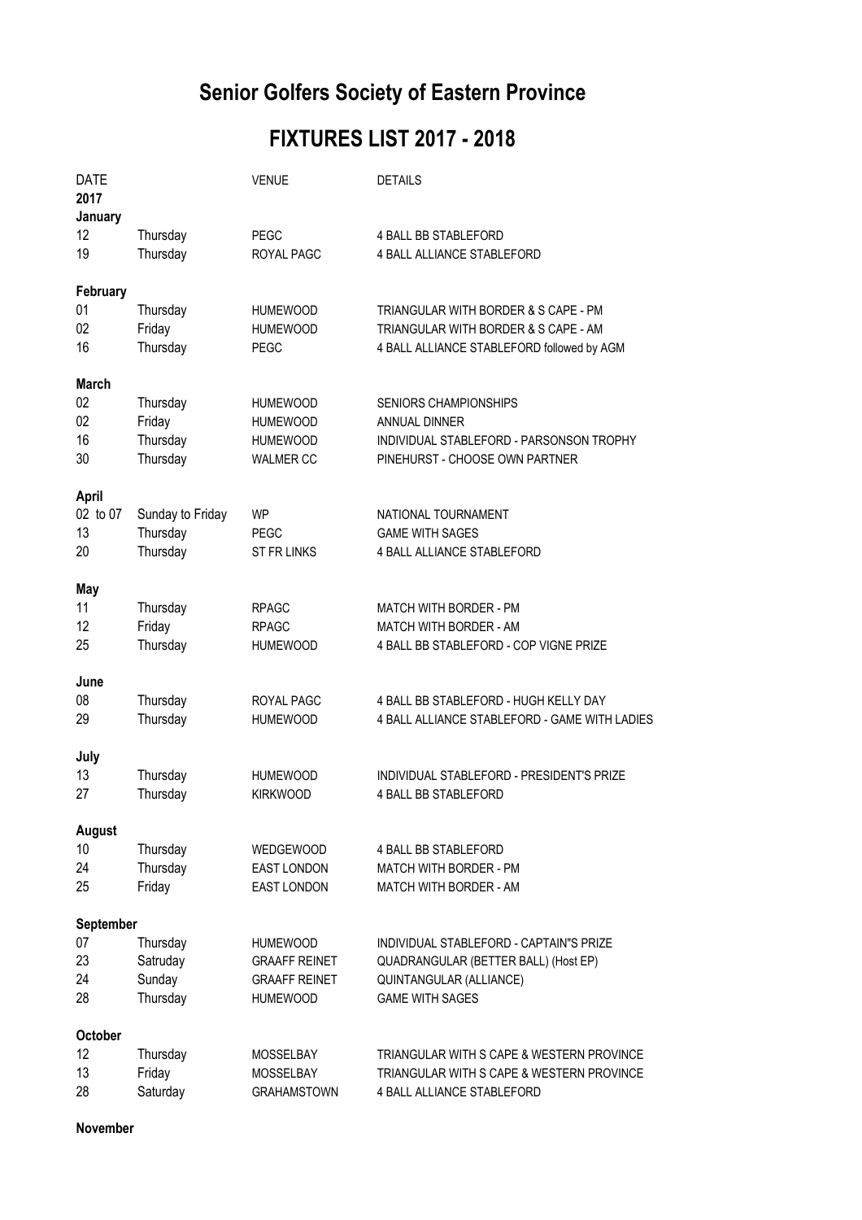# Senior Golfers Society of Eastern Province

## FIXTURES LIST 2017 - 2018

| DATE | | VENUE | DETAILS |
|---|---|---|---|
| **2017** | | | |
| **January** | | | |
| 12 | Thursday | PEGC | 4 BALL BB STABLEFORD |
| 19 | Thursday | ROYAL PAGC | 4 BALL ALLIANCE STABLEFORD |
| **February** | | | |
| 01 | Thursday | HUMEWOOD | TRIANGULAR WITH BORDER & S CAPE - PM |
| 02 | Friday | HUMEWOOD | TRIANGULAR WITH BORDER & S CAPE - AM |
| 16 | Thursday | PEGC | 4 BALL ALLIANCE STABLEFORD followed by AGM |
| **March** | | | |
| 02 | Thursday | HUMEWOOD | SENIORS CHAMPIONSHIPS |
| 02 | Friday | HUMEWOOD | ANNUAL DINNER |
| 16 | Thursday | HUMEWOOD | INDIVIDUAL STABLEFORD - PARSONSON TROPHY |
| 30 | Thursday | WALMER CC | PINEHURST - CHOOSE OWN PARTNER |
| **April** | | | |
| 02 to 07 | Sunday to Friday | WP | NATIONAL TOURNAMENT |
| 13 | Thursday | PEGC | GAME WITH SAGES |
| 20 | Thursday | ST FR LINKS | 4 BALL ALLIANCE STABLEFORD |
| **May** | | | |
| 11 | Thursday | RPAGC | MATCH WITH BORDER - PM |
| 12 | Friday | RPAGC | MATCH WITH BORDER - AM |
| 25 | Thursday | HUMEWOOD | 4 BALL BB STABLEFORD - COP VIGNE PRIZE |
| **June** | | | |
| 08 | Thursday | ROYAL PAGC | 4 BALL BB STABLEFORD - HUGH KELLY DAY |
| 29 | Thursday | HUMEWOOD | 4 BALL ALLIANCE STABLEFORD - GAME WITH LADIES |
| **July** | | | |
| 13 | Thursday | HUMEWOOD | INDIVIDUAL STABLEFORD - PRESIDENT'S PRIZE |
| 27 | Thursday | KIRKWOOD | 4 BALL BB STABLEFORD |
| **August** | | | |
| 10 | Thursday | WEDGEWOOD | 4 BALL BB STABLEFORD |
| 24 | Thursday | EAST LONDON | MATCH WITH BORDER - PM |
| 25 | Friday | EAST LONDON | MATCH WITH BORDER - AM |
| **September** | | | |
| 07 | Thursday | HUMEWOOD | INDIVIDUAL STABLEFORD - CAPTAIN"S PRIZE |
| 23 | Satruday | GRAAFF REINET | QUADRANGULAR (BETTER BALL) (Host EP) |
| 24 | Sunday | GRAAFF REINET | QUINTANGULAR (ALLIANCE) |
| 28 | Thursday | HUMEWOOD | GAME WITH SAGES |
| **October** | | | |
| 12 | Thursday | MOSSELBAY | TRIANGULAR WITH S CAPE & WESTERN PROVINCE |
| 13 | Friday | MOSSELBAY | TRIANGULAR WITH S CAPE & WESTERN PROVINCE |
| 28 | Saturday | GRAHAMSTOWN | 4 BALL ALLIANCE STABLEFORD |
| **November** | | | |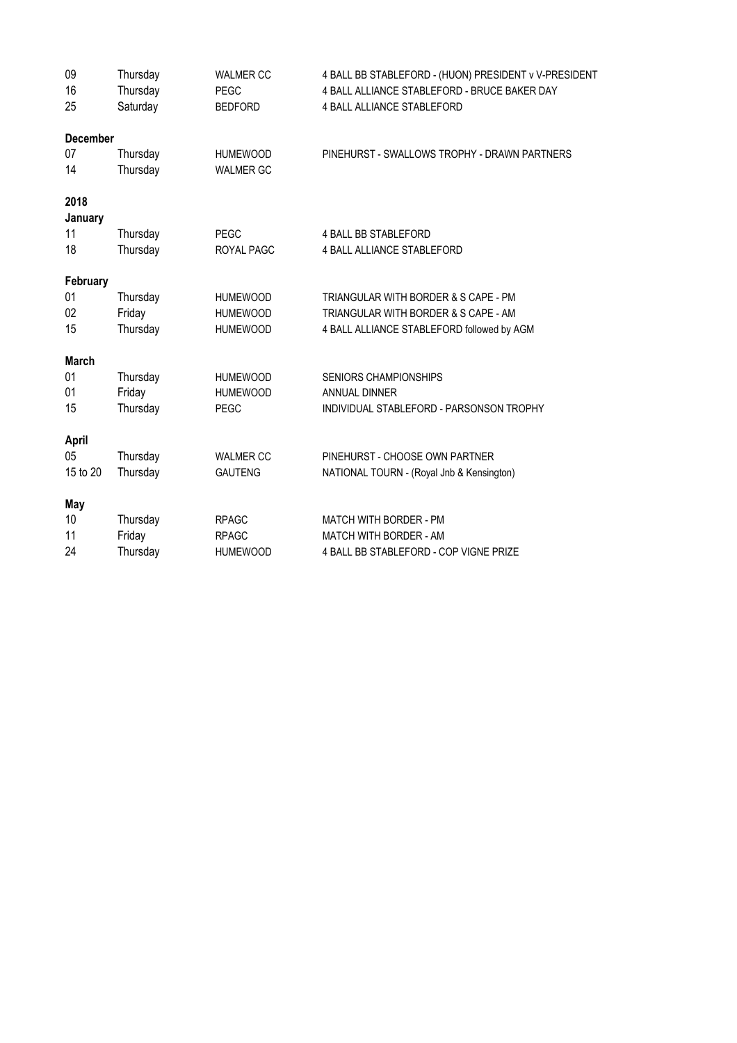| | | | |
|---|---|---|---|
| 09 | Thursday | WALMER CC | 4 BALL BB STABLEFORD - (HUON) PRESIDENT v V-PRESIDENT |
| 16 | Thursday | PEGC | 4 BALL ALLIANCE STABLEFORD - BRUCE BAKER DAY |
| 25 | Saturday | BEDFORD | 4 BALL ALLIANCE STABLEFORD |
| **December** | | | |
| 07 | Thursday | HUMEWOOD | PINEHURST - SWALLOWS TROPHY - DRAWN PARTNERS |
| 14 | Thursday | WALMER GC | |
| **2018** | | | |
| **January** | | | |
| 11 | Thursday | PEGC | 4 BALL BB STABLEFORD |
| 18 | Thursday | ROYAL PAGC | 4 BALL ALLIANCE STABLEFORD |
| **February** | | | |
| 01 | Thursday | HUMEWOOD | TRIANGULAR WITH BORDER & S CAPE - PM |
| 02 | Friday | HUMEWOOD | TRIANGULAR WITH BORDER & S CAPE - AM |
| 15 | Thursday | HUMEWOOD | 4 BALL ALLIANCE STABLEFORD followed by AGM |
| **March** | | | |
| 01 | Thursday | HUMEWOOD | SENIORS CHAMPIONSHIPS |
| 01 | Friday | HUMEWOOD | ANNUAL DINNER |
| 15 | Thursday | PEGC | INDIVIDUAL STABLEFORD - PARSONSON TROPHY |
| **April** | | | |
| 05 | Thursday | WALMER CC | PINEHURST - CHOOSE OWN PARTNER |
| 15 to 20 | Thursday | GAUTENG | NATIONAL TOURN - (Royal Jnb & Kensington) |
| **May** | | | |
| 10 | Thursday | RPAGC | MATCH WITH BORDER - PM |
| 11 | Friday | RPAGC | MATCH WITH BORDER - AM |
| 24 | Thursday | HUMEWOOD | 4 BALL BB STABLEFORD - COP VIGNE PRIZE |